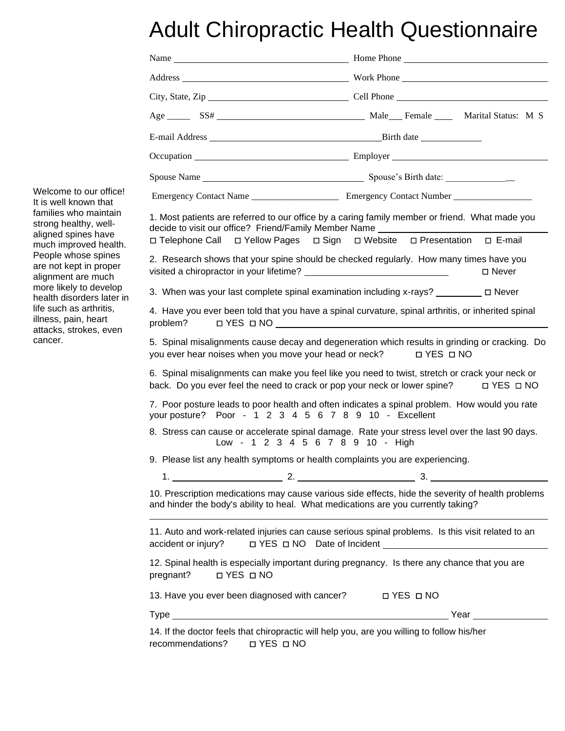# Adult Chiropractic Health Questionnaire

Welcome to our office! It is well known that families who maintain strong healthy, well-aligned spines have much improved health. People whose spines are not kept in proper alignment are much more likely to develop health disorders later in life such as arthritis, illness, pain, heart attacks, strokes, even cancer.

Name ____________________ Home Phone ____________________

Address ____________________ Work Phone ____________________

City, State, Zip ____________________ Cell Phone ____________________

Age _____ SS# ____________________ Male___ Female ____ Marital Status: M S

E-mail Address ____________________ Birth date ____________

Occupation ____________________ Employer ____________________

Spouse Name ____________________ Spouse's Birth date: ______________

Emergency Contact Name ___________________ Emergency Contact Number _________________

1. Most patients are referred to our office by a caring family member or friend. What made you decide to visit our office? Friend/Family Member Name ____________________
☐ Telephone Call ☐ Yellow Pages ☐ Sign ☐ Website ☐ Presentation ☐ E-mail

2. Research shows that your spine should be checked regularly. How many times have you visited a chiropractor in your lifetime? ____________________ ☐ Never

3. When was your last complete spinal examination including x-rays? _________ ☐ Never

4. Have you ever been told that you have a spinal curvature, spinal arthritis, or inherited spinal problem? ☐ YES ☐ NO ____________________

5. Spinal misalignments cause decay and degeneration which results in grinding or cracking. Do you ever hear noises when you move your head or neck? ☐ YES ☐ NO

6. Spinal misalignments can make you feel like you need to twist, stretch or crack your neck or back. Do you ever feel the need to crack or pop your neck or lower spine? ☐ YES ☐ NO

7. Poor posture leads to poor health and often indicates a spinal problem. How would you rate your posture? Poor - 1 2 3 4 5 6 7 8 9 10 - Excellent

8. Stress can cause or accelerate spinal damage. Rate your stress level over the last 90 days.
Low - 1 2 3 4 5 6 7 8 9 10 - High

9. Please list any health symptoms or health complaints you are experiencing.

1. ____________________ 2. ____________________ 3. ____________________

10. Prescription medications may cause various side effects, hide the severity of health problems and hinder the body's ability to heal. What medications are you currently taking?

____________________________________________

11. Auto and work-related injuries can cause serious spinal problems. Is this visit related to an accident or injury? ☐ YES ☐ NO Date of Incident ____________________

12. Spinal health is especially important during pregnancy. Is there any chance that you are pregnant? ☐ YES ☐ NO

13. Have you ever been diagnosed with cancer? ☐ YES ☐ NO

Type ____________________ Year ____________

14. If the doctor feels that chiropractic will help you, are you willing to follow his/her recommendations? ☐ YES ☐ NO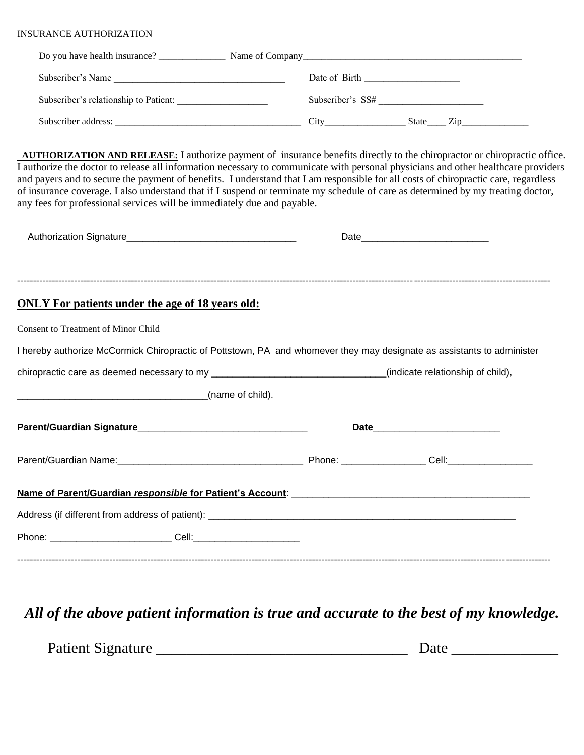INSURANCE AUTHORIZATION

Do you have health insurance? ______________ Name of Company_______________________________________________

Subscriber's Name ___________________________________ Date of Birth ____________________

Subscriber's relationship to Patient: ___________________ Subscriber's SS# ______________________

Subscriber address: _______________________________________ City_________________ State____ Zip______________

**AUTHORIZATION AND RELEASE:** I authorize payment of insurance benefits directly to the chiropractor or chiropractic office. I authorize the doctor to release all information necessary to communicate with personal physicians and other healthcare providers and payers and to secure the payment of benefits. I understand that I am responsible for all costs of chiropractic care, regardless of insurance coverage. I also understand that if I suspend or terminate my schedule of care as determined by my treating doctor, any fees for professional services will be immediately due and payable.

Authorization Signature________________________________ Date________________________

---

**ONLY For patients under the age of 18 years old:**

Consent to Treatment of Minor Child

I hereby authorize McCormick Chiropractic of Pottstown, PA and whomever they may designate as assistants to administer chiropractic care as deemed necessary to my ________________________________(indicate relationship of child), ____________________________________(name of child).

**Parent/Guardian Signature**__________________________________ **Date**_________________________

Parent/Guardian Name:___________________________________ Phone: ________________ Cell:________________

**Name of Parent/Guardian *responsible* for Patient's Account**: _____________________________________________

Address (if different from address of patient): ____________________________________________________________

Phone: _______________________ Cell:____________________

---

***All of the above patient information is true and accurate to the best of my knowledge.***

Patient Signature _________________________________ Date _____________